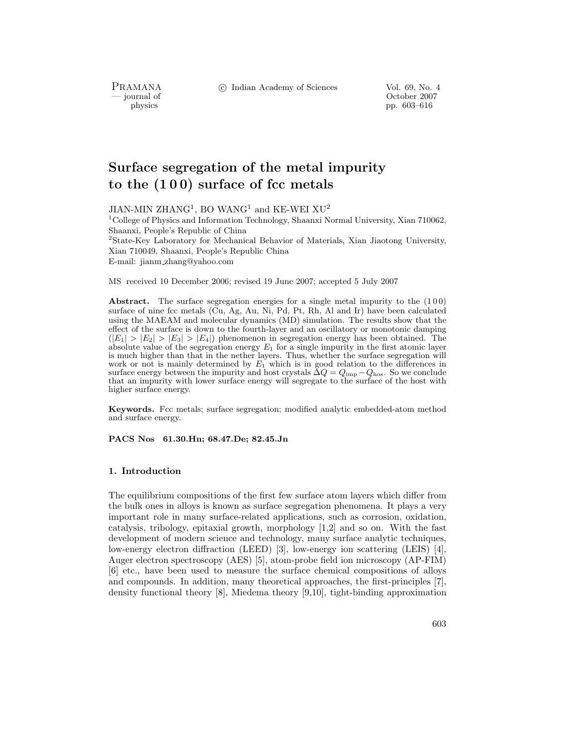# Surface segregation of the metal impurity to the (1 0 0) surface of fcc metals

JIAN-MIN ZHANG[1], BO WANG[1] and KE-WEI XU[2]

[1]College of Physics and Information Technology, Shaanxi Normal University, Xian 710062, Shaanxi, People's Republic of China

[2]State-Key Laboratory for Mechanical Behavior of Materials, Xian Jiaotong University, Xian 710049, Shaanxi, People's Republic China

E-mail: jianm_zhang@yahoo.com

MS received 10 December 2006; revised 19 June 2007; accepted 5 July 2007

**Abstract.** The surface segregation energies for a single metal impurity to the (1 0 0) surface of nine fcc metals (Cu, Ag, Au, Ni, Pd, Pt, Rh, Al and Ir) have been calculated using the MAEAM and molecular dynamics (MD) simulation. The results show that the effect of the surface is down to the fourth-layer and an oscillatory or monotonic damping ($|E_1| > |E_2| > |E_3| > |E_4|$) phenomenon in segregation energy has been obtained. The absolute value of the segregation energy $E_1$ for a single impurity in the first atomic layer is much higher than that in the nether layers. Thus, whether the surface segregation will work or not is mainly determined by $E_1$ which is in good relation to the differences in surface energy between the impurity and host crystals $\Delta Q = Q_{\mathrm{imp}} - Q_{\mathrm{hos}}$. So we conclude that an impurity with lower surface energy will segregate to the surface of the host with higher surface energy.

**Keywords.** Fcc metals; surface segregation; modified analytic embedded-atom method and surface energy.

**PACS Nos** 61.30.Hn; 68.47.De; 82.45.Jn

## 1. Introduction

The equilibrium compositions of the first few surface atom layers which differ from the bulk ones in alloys is known as surface segregation phenomena. It plays a very important role in many surface-related applications, such as corrosion, oxidation, catalysis, tribology, epitaxial growth, morphology [1,2] and so on. With the fast development of modern science and technology, many surface analytic techniques, low-energy electron diffraction (LEED) [3], low-energy ion scattering (LEIS) [4], Auger electron spectroscopy (AES) [5], atom-probe field ion microscopy (AP-FIM) [6] etc., have been used to measure the surface chemical compositions of alloys and compounds. In addition, many theoretical approaches, the first-principles [7], density functional theory [8], Miedema theory [9,10], tight-binding approximation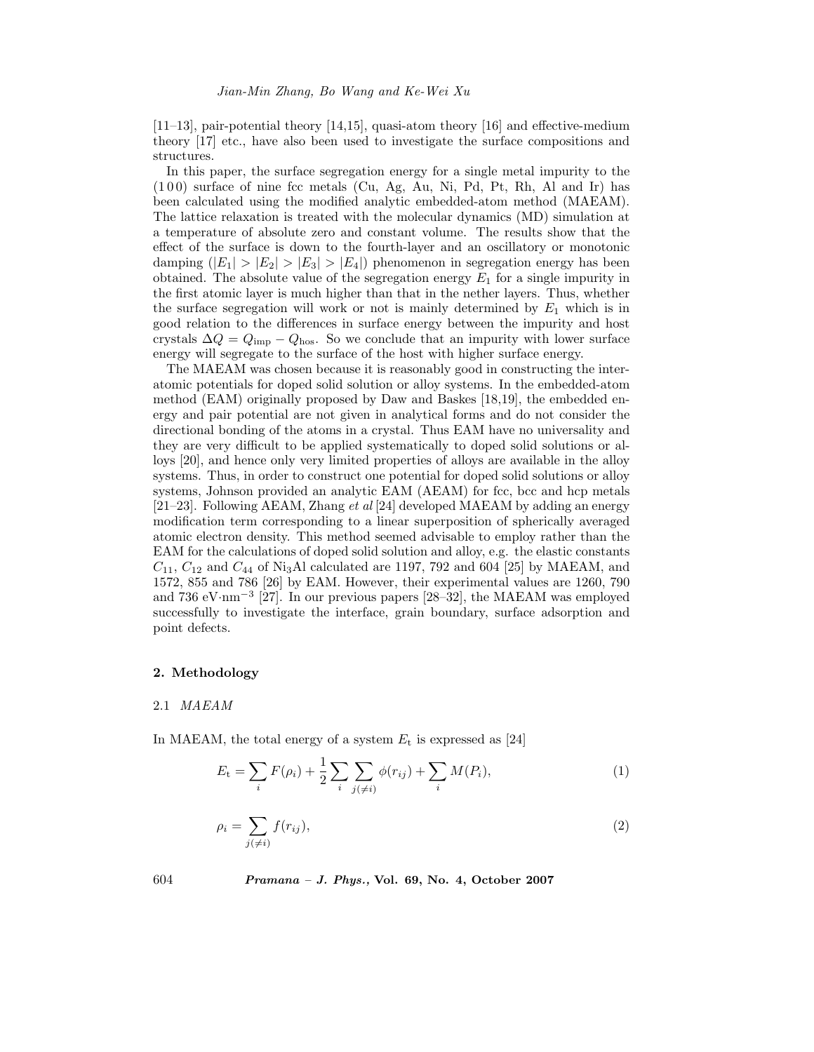[11–13], pair-potential theory [14,15], quasi-atom theory [16] and effective-medium theory [17] etc., have also been used to investigate the surface compositions and structures.

In this paper, the surface segregation energy for a single metal impurity to the (1 0 0) surface of nine fcc metals (Cu, Ag, Au, Ni, Pd, Pt, Rh, Al and Ir) has been calculated using the modified analytic embedded-atom method (MAEAM). The lattice relaxation is treated with the molecular dynamics (MD) simulation at a temperature of absolute zero and constant volume. The results show that the effect of the surface is down to the fourth-layer and an oscillatory or monotonic damping ($|E_1| > |E_2| > |E_3| > |E_4|$) phenomenon in segregation energy has been obtained. The absolute value of the segregation energy $E_1$ for a single impurity in the first atomic layer is much higher than that in the nether layers. Thus, whether the surface segregation will work or not is mainly determined by $E_1$ which is in good relation to the differences in surface energy between the impurity and host crystals $\Delta Q = Q_{\text{imp}} - Q_{\text{hos}}$. So we conclude that an impurity with lower surface energy will segregate to the surface of the host with higher surface energy.

The MAEAM was chosen because it is reasonably good in constructing the interatomic potentials for doped solid solution or alloy systems. In the embedded-atom method (EAM) originally proposed by Daw and Baskes [18,19], the embedded energy and pair potential are not given in analytical forms and do not consider the directional bonding of the atoms in a crystal. Thus EAM have no universality and they are very difficult to be applied systematically to doped solid solutions or alloys [20], and hence only very limited properties of alloys are available in the alloy systems. Thus, in order to construct one potential for doped solid solutions or alloy systems, Johnson provided an analytic EAM (AEAM) for fcc, bcc and hcp metals [21–23]. Following AEAM, Zhang *et al* [24] developed MAEAM by adding an energy modification term corresponding to a linear superposition of spherically averaged atomic electron density. This method seemed advisable to employ rather than the EAM for the calculations of doped solid solution and alloy, e.g. the elastic constants $C_{11}$, $C_{12}$ and $C_{44}$ of $Ni_3Al$ calculated are 1197, 792 and 604 [25] by MAEAM, and 1572, 855 and 786 [26] by EAM. However, their experimental values are 1260, 790 and 736 eV·nm$^{-3}$ [27]. In our previous papers [28–32], the MAEAM was employed successfully to investigate the interface, grain boundary, surface adsorption and point defects.

## 2. Methodology

### 2.1 *MAEAM*

In MAEAM, the total energy of a system $E_{\text{t}}$ is expressed as [24]

$$E_{\text{t}} = \sum_i F(\rho_i) + \frac{1}{2}\sum_i \sum_{j(\neq i)} \phi(r_{ij}) + \sum_i M(P_i), \tag{1}$$

$$\rho_i = \sum_{j(\neq i)} f(r_{ij}), \tag{2}$$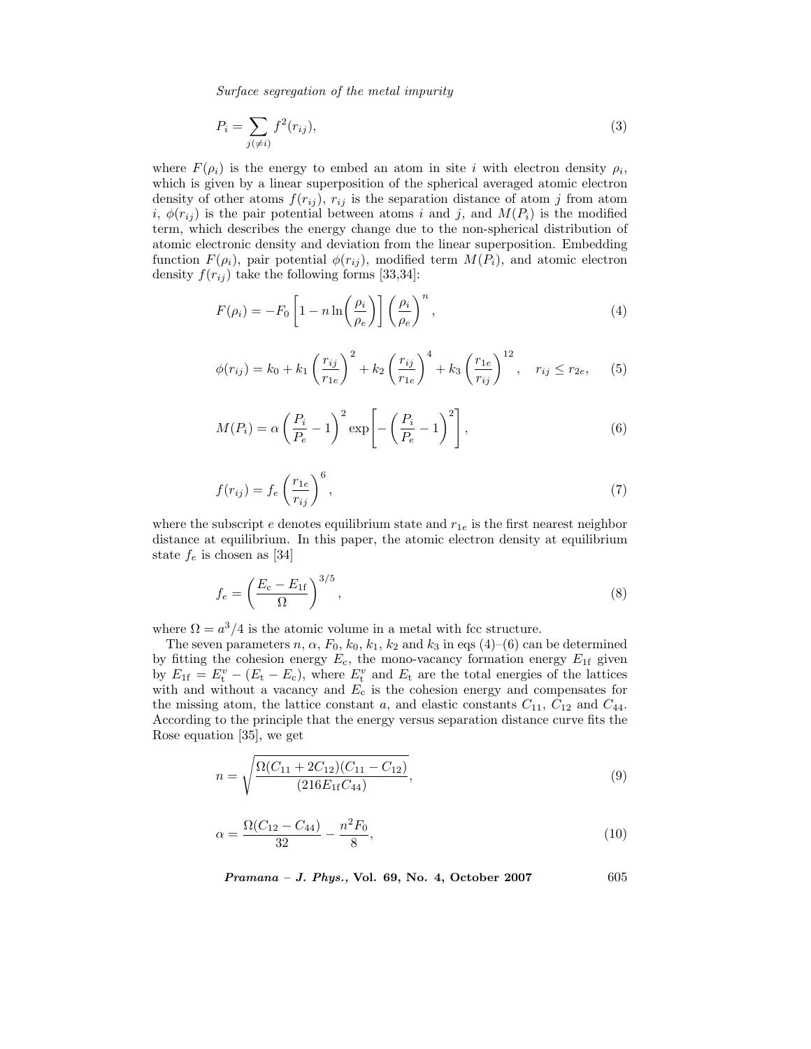$$P_i = \sum_{j(\neq i)} f^2(r_{ij}), \tag{3}$$

where $F(\rho_i)$ is the energy to embed an atom in site $i$ with electron density $\rho_i$, which is given by a linear superposition of the spherical averaged atomic electron density of other atoms $f(r_{ij})$, $r_{ij}$ is the separation distance of atom $j$ from atom $i$, $\phi(r_{ij})$ is the pair potential between atoms $i$ and $j$, and $M(P_i)$ is the modified term, which describes the energy change due to the non-spherical distribution of atomic electronic density and deviation from the linear superposition. Embedding function $F(\rho_i)$, pair potential $\phi(r_{ij})$, modified term $M(P_i)$, and atomic electron density $f(r_{ij})$ take the following forms [33,34]:

$$F(\rho_i) = -F_0 \left[1 - n \ln\left(\frac{\rho_i}{\rho_e}\right)\right] \left(\frac{\rho_i}{\rho_e}\right)^n, \tag{4}$$

$$\phi(r_{ij}) = k_0 + k_1 \left(\frac{r_{ij}}{r_{1e}}\right)^2 + k_2 \left(\frac{r_{ij}}{r_{1e}}\right)^4 + k_3 \left(\frac{r_{1e}}{r_{ij}}\right)^{12}, \quad r_{ij} \leq r_{2e}, \tag{5}$$

$$M(P_i) = \alpha \left(\frac{P_i}{P_e} - 1\right)^2 \exp\left[-\left(\frac{P_i}{P_e} - 1\right)^2\right], \tag{6}$$

$$f(r_{ij}) = f_e \left(\frac{r_{1e}}{r_{ij}}\right)^6, \tag{7}$$

where the subscript $e$ denotes equilibrium state and $r_{1e}$ is the first nearest neighbor distance at equilibrium. In this paper, the atomic electron density at equilibrium state $f_e$ is chosen as [34]

$$f_e = \left(\frac{E_c - E_{1f}}{\Omega}\right)^{3/5}, \tag{8}$$

where $\Omega = a^3/4$ is the atomic volume in a metal with fcc structure.

The seven parameters $n$, $\alpha$, $F_0$, $k_0$, $k_1$, $k_2$ and $k_3$ in eqs (4)–(6) can be determined by fitting the cohesion energy $E_c$, the mono-vacancy formation energy $E_{1f}$ given by $E_{1f} = E_t^v - (E_t - E_c)$, where $E_t^v$ and $E_t$ are the total energies of the lattices with and without a vacancy and $E_c$ is the cohesion energy and compensates for the missing atom, the lattice constant $a$, and elastic constants $C_{11}$, $C_{12}$ and $C_{44}$. According to the principle that the energy versus separation distance curve fits the Rose equation [35], we get

$$n = \sqrt{\frac{\Omega(C_{11} + 2C_{12})(C_{11} - C_{12})}{(216 E_{1f} C_{44})}}, \tag{9}$$

$$\alpha = \frac{\Omega(C_{12} - C_{44})}{32} - \frac{n^2 F_0}{8}, \tag{10}$$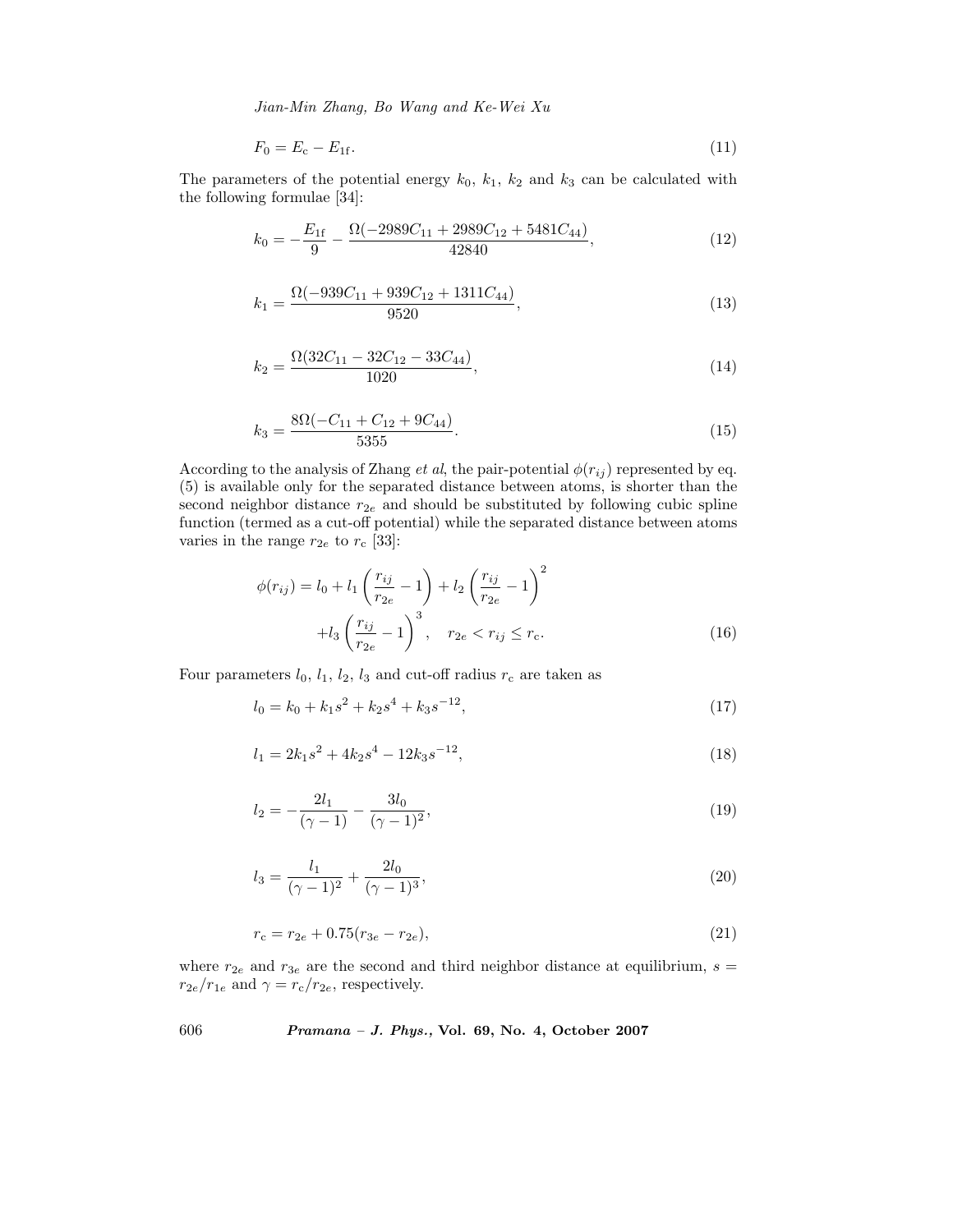$$F_0 = E_c - E_{1f}. \tag{11}$$

The parameters of the potential energy $k_0$, $k_1$, $k_2$ and $k_3$ can be calculated with the following formulae [34]:

$$k_0 = -\frac{E_{1f}}{9} - \frac{\Omega(-2989C_{11} + 2989C_{12} + 5481C_{44})}{42840}, \tag{12}$$

$$k_1 = \frac{\Omega(-939C_{11} + 939C_{12} + 1311C_{44})}{9520}, \tag{13}$$

$$k_2 = \frac{\Omega(32C_{11} - 32C_{12} - 33C_{44})}{1020}, \tag{14}$$

$$k_3 = \frac{8\Omega(-C_{11} + C_{12} + 9C_{44})}{5355}. \tag{15}$$

According to the analysis of Zhang *et al*, the pair-potential $\phi(r_{ij})$ represented by eq. (5) is available only for the separated distance between atoms, is shorter than the second neighbor distance $r_{2e}$ and should be substituted by following cubic spline function (termed as a cut-off potential) while the separated distance between atoms varies in the range $r_{2e}$ to $r_c$ [33]:

$$\phi(r_{ij}) = l_0 + l_1\left(\frac{r_{ij}}{r_{2e}} - 1\right) + l_2\left(\frac{r_{ij}}{r_{2e}} - 1\right)^2 + l_3\left(\frac{r_{ij}}{r_{2e}} - 1\right)^3, \quad r_{2e} < r_{ij} \leq r_c. \tag{16}$$

Four parameters $l_0$, $l_1$, $l_2$, $l_3$ and cut-off radius $r_c$ are taken as

$$l_0 = k_0 + k_1 s^2 + k_2 s^4 + k_3 s^{-12}, \tag{17}$$

$$l_1 = 2k_1 s^2 + 4k_2 s^4 - 12k_3 s^{-12}, \tag{18}$$

$$l_2 = -\frac{2l_1}{(\gamma - 1)} - \frac{3l_0}{(\gamma - 1)^2}, \tag{19}$$

$$l_3 = \frac{l_1}{(\gamma - 1)^2} + \frac{2l_0}{(\gamma - 1)^3}, \tag{20}$$

$$r_c = r_{2e} + 0.75(r_{3e} - r_{2e}), \tag{21}$$

where $r_{2e}$ and $r_{3e}$ are the second and third neighbor distance at equilibrium, $s = r_{2e}/r_{1e}$ and $\gamma = r_c/r_{2e}$, respectively.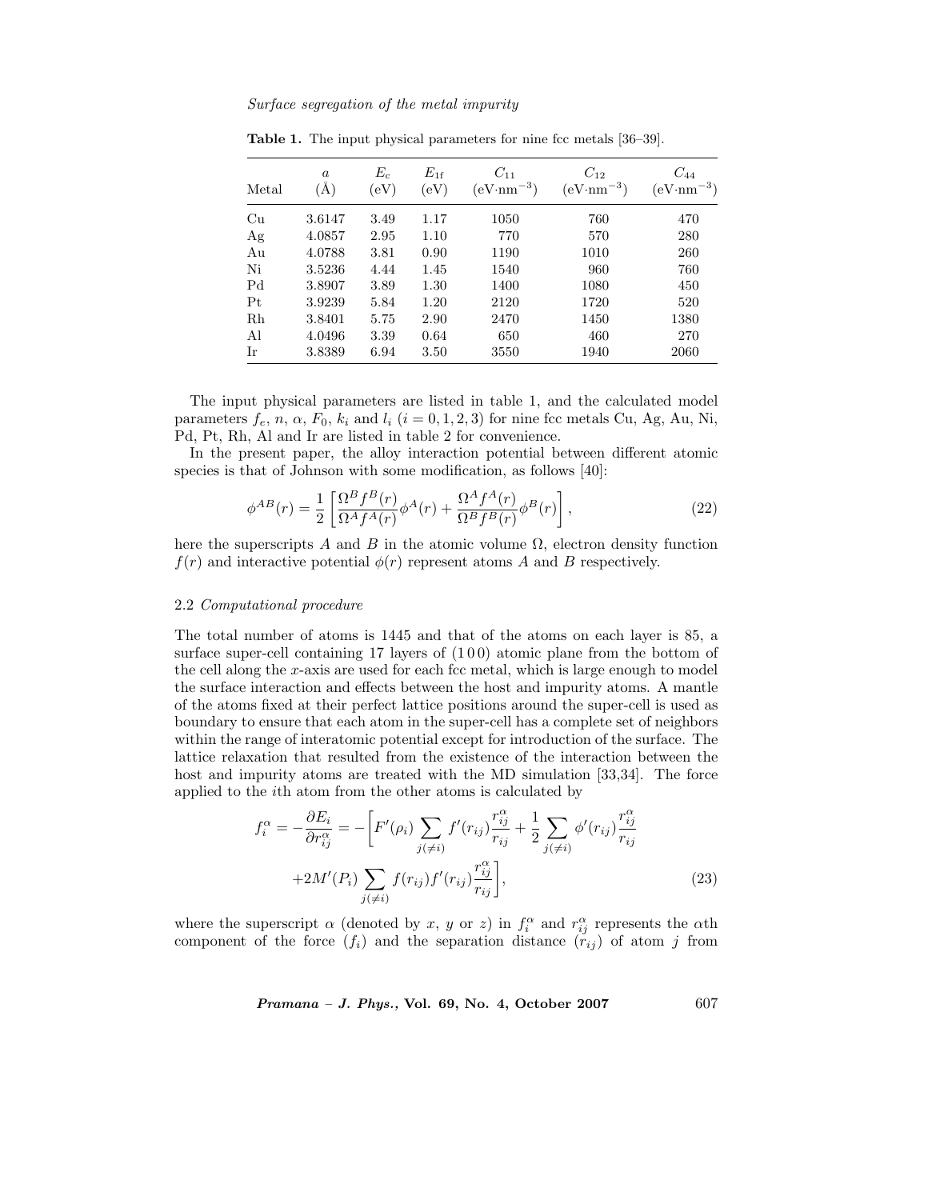**Table 1.** The input physical parameters for nine fcc metals [36–39].

| Metal | $a$ (Å) | $E_c$ (eV) | $E_{1f}$ (eV) | $C_{11}$ ($eV{\cdot}nm^{-3}$) | $C_{12}$ ($eV{\cdot}nm^{-3}$) | $C_{44}$ ($eV{\cdot}nm^{-3}$) |
|---|---|---|---|---|---|---|
| Cu | 3.6147 | 3.49 | 1.17 | 1050 | 760 | 470 |
| Ag | 4.0857 | 2.95 | 1.10 | 770 | 570 | 280 |
| Au | 4.0788 | 3.81 | 0.90 | 1190 | 1010 | 260 |
| Ni | 3.5236 | 4.44 | 1.45 | 1540 | 960 | 760 |
| Pd | 3.8907 | 3.89 | 1.30 | 1400 | 1080 | 450 |
| Pt | 3.9239 | 5.84 | 1.20 | 2120 | 1720 | 520 |
| Rh | 3.8401 | 5.75 | 2.90 | 2470 | 1450 | 1380 |
| Al | 4.0496 | 3.39 | 0.64 | 650 | 460 | 270 |
| Ir | 3.8389 | 6.94 | 3.50 | 3550 | 1940 | 2060 |

The input physical parameters are listed in table 1, and the calculated model parameters $f_e$, $n$, $\alpha$, $F_0$, $k_i$ and $l_i$ ($i = 0, 1, 2, 3$) for nine fcc metals Cu, Ag, Au, Ni, Pd, Pt, Rh, Al and Ir are listed in table 2 for convenience.

In the present paper, the alloy interaction potential between different atomic species is that of Johnson with some modification, as follows [40]:

$$\phi^{AB}(r) = \frac{1}{2}\left[\frac{\Omega^B f^B(r)}{\Omega^A f^A(r)}\phi^A(r) + \frac{\Omega^A f^A(r)}{\Omega^B f^B(r)}\phi^B(r)\right], \tag{22}$$

here the superscripts $A$ and $B$ in the atomic volume $\Omega$, electron density function $f(r)$ and interactive potential $\phi(r)$ represent atoms $A$ and $B$ respectively.

### 2.2 *Computational procedure*

The total number of atoms is 1445 and that of the atoms on each layer is 85, a surface super-cell containing 17 layers of (1 0 0) atomic plane from the bottom of the cell along the $x$-axis are used for each fcc metal, which is large enough to model the surface interaction and effects between the host and impurity atoms. A mantle of the atoms fixed at their perfect lattice positions around the super-cell is used as boundary to ensure that each atom in the super-cell has a complete set of neighbors within the range of interatomic potential except for introduction of the surface. The lattice relaxation that resulted from the existence of the interaction between the host and impurity atoms are treated with the MD simulation [33,34]. The force applied to the $i$th atom from the other atoms is calculated by

$$f_i^\alpha = -\frac{\partial E_i}{\partial r_{ij}^\alpha} = -\Bigg[F'(\rho_i)\sum_{j(\neq i)} f'(r_{ij})\frac{r_{ij}^\alpha}{r_{ij}} + \frac{1}{2}\sum_{j(\neq i)}\phi'(r_{ij})\frac{r_{ij}^\alpha}{r_{ij}} + 2M'(P_i)\sum_{j(\neq i)} f(r_{ij})f'(r_{ij})\frac{r_{ij}^\alpha}{r_{ij}}\Bigg], \tag{23}$$

where the superscript $\alpha$ (denoted by $x$, $y$ or $z$) in $f_i^\alpha$ and $r_{ij}^\alpha$ represents the $\alpha$th component of the force ($f_i$) and the separation distance ($r_{ij}$) of atom $j$ from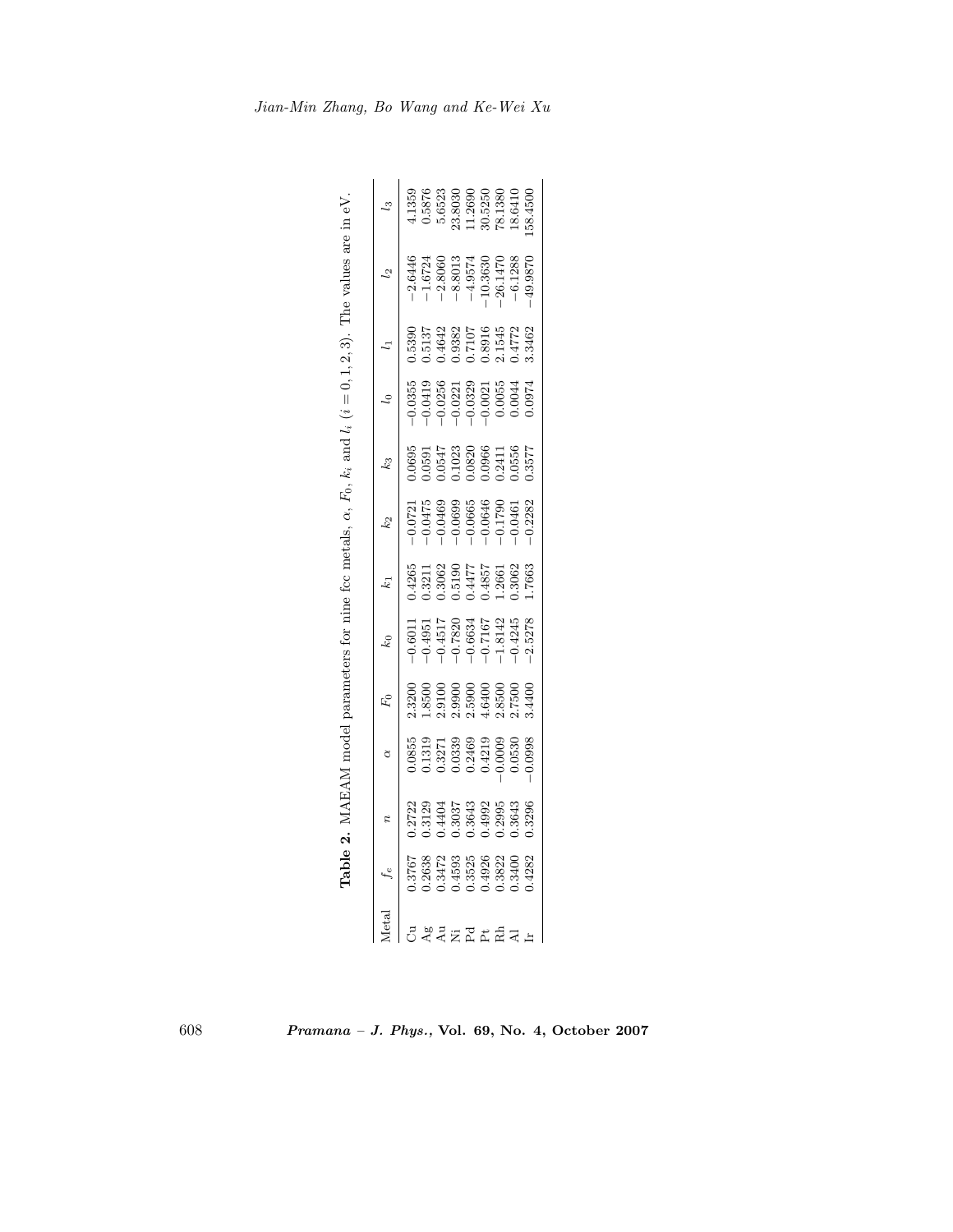**Table 2.** MAEAM model parameters for nine fcc metals, $\alpha$, $F_0$, $k_i$ and $l_i$ ($i = 0, 1, 2, 3$). The values are in eV.

| Metal | $f_e$ | $n$ | $\alpha$ | $F_0$ | $k_0$ | $k_1$ | $k_2$ | $k_3$ | $l_0$ | $l_1$ | $l_2$ | $l_3$ |
|---|---|---|---|---|---|---|---|---|---|---|---|---|
| Cu | 0.3767 | 0.2722 | 0.0855 | 2.3200 | −0.6011 | 0.4265 | −0.0721 | 0.0695 | −0.0355 | 0.5390 | −2.6446 | 4.1359 |
| Ag | 0.2638 | 0.3129 | 0.1319 | 1.8500 | −0.4951 | 0.3211 | −0.0475 | 0.0591 | −0.0419 | 0.5137 | −1.6724 | 0.5876 |
| Au | 0.3472 | 0.4404 | 0.3271 | 2.9100 | −0.4517 | 0.3062 | −0.0469 | 0.0547 | −0.0256 | 0.4642 | −2.8060 | 5.6523 |
| Ni | 0.4593 | 0.3037 | 0.0339 | 2.9900 | −0.7820 | 0.5190 | −0.0699 | 0.1023 | −0.0221 | 0.9382 | −8.8013 | 23.8030 |
| Pd | 0.3525 | 0.3643 | 0.2469 | 2.5900 | −0.6634 | 0.4477 | −0.0665 | 0.0820 | −0.0329 | 0.7107 | −4.9574 | 11.2690 |
| Pt | 0.4926 | 0.4992 | 0.4219 | 4.6400 | −0.7167 | 0.4857 | −0.0646 | 0.0966 | −0.0021 | 0.8916 | −10.3630 | 30.5250 |
| Rh | 0.3822 | 0.2995 | −0.0009 | 2.8500 | −1.8142 | 1.2661 | −0.1790 | 0.2411 | 0.0055 | 2.1545 | −26.1470 | 78.1380 |
| Al | 0.3400 | 0.3643 | 0.0530 | 2.7500 | −0.4245 | 0.3062 | −0.0461 | 0.0556 | 0.0044 | 0.4772 | −6.1288 | 18.6410 |
| Ir | 0.4282 | 0.3296 | −0.0998 | 3.4400 | −2.5278 | 1.7663 | −0.2282 | 0.3577 | 0.0974 | 3.3462 | −49.9870 | 158.4500 |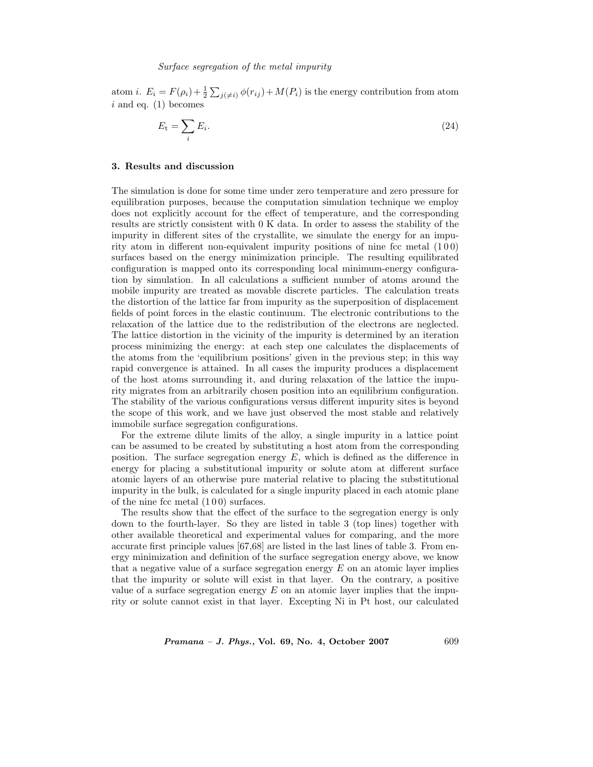atom $i$. $E_i = F(\rho_i) + \frac{1}{2}\sum_{j(\neq i)} \phi(r_{ij}) + M(P_i)$ is the energy contribution from atom $i$ and eq. (1) becomes

$$E_{\rm t} = \sum_i E_i. \tag{24}$$

## 3. Results and discussion

The simulation is done for some time under zero temperature and zero pressure for equilibration purposes, because the computation simulation technique we employ does not explicitly account for the effect of temperature, and the corresponding results are strictly consistent with 0 K data. In order to assess the stability of the impurity in different sites of the crystallite, we simulate the energy for an impurity atom in different non-equivalent impurity positions of nine fcc metal (1 0 0) surfaces based on the energy minimization principle. The resulting equilibrated configuration is mapped onto its corresponding local minimum-energy configuration by simulation. In all calculations a sufficient number of atoms around the mobile impurity are treated as movable discrete particles. The calculation treats the distortion of the lattice far from impurity as the superposition of displacement fields of point forces in the elastic continuum. The electronic contributions to the relaxation of the lattice due to the redistribution of the electrons are neglected. The lattice distortion in the vicinity of the impurity is determined by an iteration process minimizing the energy: at each step one calculates the displacements of the atoms from the 'equilibrium positions' given in the previous step; in this way rapid convergence is attained. In all cases the impurity produces a displacement of the host atoms surrounding it, and during relaxation of the lattice the impurity migrates from an arbitrarily chosen position into an equilibrium configuration. The stability of the various configurations versus different impurity sites is beyond the scope of this work, and we have just observed the most stable and relatively immobile surface segregation configurations.

For the extreme dilute limits of the alloy, a single impurity in a lattice point can be assumed to be created by substituting a host atom from the corresponding position. The surface segregation energy $E$, which is defined as the difference in energy for placing a substitutional impurity or solute atom at different surface atomic layers of an otherwise pure material relative to placing the substitutional impurity in the bulk, is calculated for a single impurity placed in each atomic plane of the nine fcc metal (1 0 0) surfaces.

The results show that the effect of the surface to the segregation energy is only down to the fourth-layer. So they are listed in table 3 (top lines) together with other available theoretical and experimental values for comparing, and the more accurate first principle values [67,68] are listed in the last lines of table 3. From energy minimization and definition of the surface segregation energy above, we know that a negative value of a surface segregation energy $E$ on an atomic layer implies that the impurity or solute will exist in that layer. On the contrary, a positive value of a surface segregation energy $E$ on an atomic layer implies that the impurity or solute cannot exist in that layer. Excepting Ni in Pt host, our calculated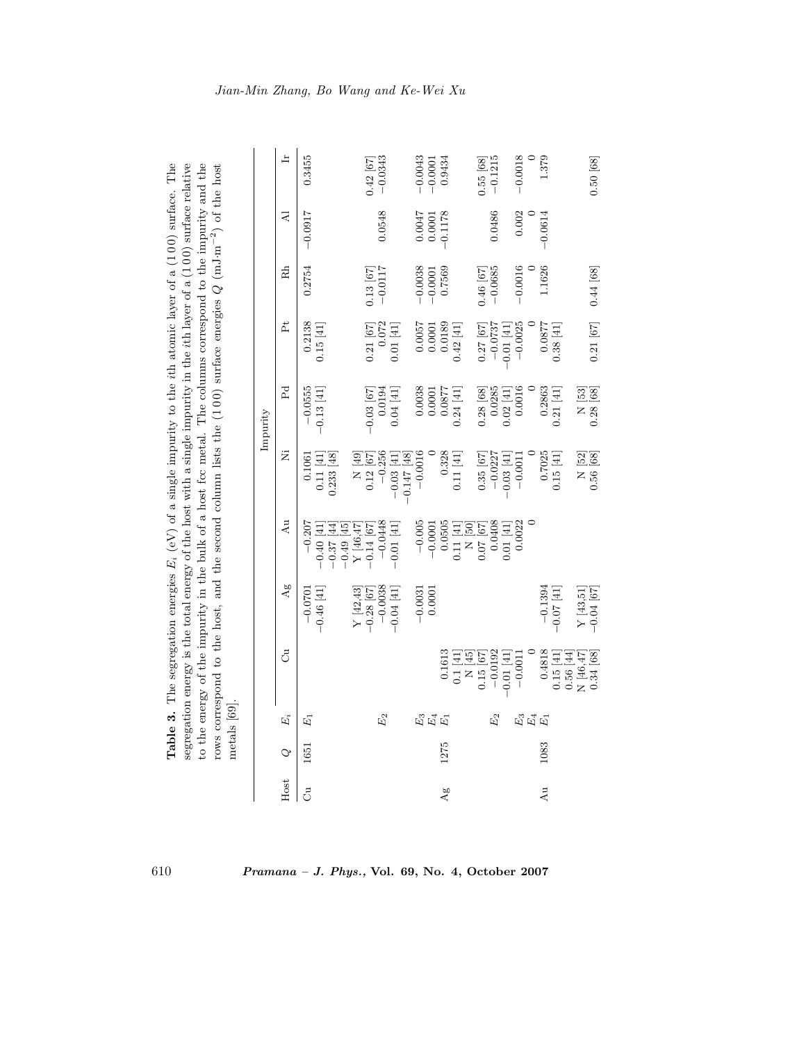**Table 3.** The segregation energies $E_i$ (eV) of a single impurity to the $i$th atomic layer of a (1 0 0) surface. The segregation energy is the total energy of the host with a single impurity in the $i$th layer of a (1 0 0) surface relative to the energy of the impurity in the bulk of a host fcc metal. The columns correspond to the impurity and the rows correspond to the host, and the second column lists the (1 0 0) surface energies $Q$ (mJ·m$^{-2}$) of the host metals [69].

| Host | $Q$ | $E_i$ | Impurity | | | | | | | | |
|---|---|---|---|---|---|---|---|---|---|---|---|
| | | | Cu | Ag | Au | Ni | Pd | Pt | Rh | Al | Ir |
| Cu | 1651 | $E_1$ | | −0.0701 | −0.207 | 0.1061 | −0.0555 | 0.2138 | 0.2754 | −0.0917 | 0.3455 |
| | | | | −0.46 [41] | −0.40 [41] | 0.11 [41] | −0.13 [41] | 0.15 [41] | | | |
| | | | | | −0.37 [44] | 0.233 [48] | | | | | |
| | | | | | −0.49 [45] | | | | | | |
| | | | | Y [42,43] | Y [46,47] | N [49] | | | | | |
| | | | | −0.28 [67] | −0.14 [67] | 0.12 [67] | −0.03 [67] | 0.21 [67] | 0.13 [67] | | 0.42 [67] |
| | | $E_2$ | | −0.0038 | −0.0448 | −0.256 | 0.0194 | 0.072 | −0.0117 | 0.0548 | −0.0343 |
| | | | | −0.04 [41] | −0.01 [41] | −0.03 [41] | 0.04 [41] | 0.01 [41] | | | |
| | | | | | | −0.147 [48] | | | | | |
| | | $E_3$ | | −0.0031 | −0.005 | −0.0016 | 0.0038 | 0.0057 | −0.0038 | 0.0047 | −0.0043 |
| | | $E_4$ | | 0.0001 | −0.0001 | 0 | 0.0001 | 0.0001 | −0.0001 | 0.0001 | −0.0001 |
| Ag | 1275 | $E_1$ | 0.1613 | | 0.0505 | 0.328 | 0.0877 | 0.0189 | 0.7569 | −0.1178 | 0.9434 |
| | | | 0.1 [41] | | 0.11 [41] | 0.11 [41] | 0.24 [41] | 0.42 [41] | | | |
| | | | N [45] | | N [50] | | | | | | |
| | | | 0.15 [67] | | 0.07 [67] | 0.35 [67] | 0.28 [68] | 0.27 [67] | 0.46 [67] | | 0.55 [68] |
| | | $E_2$ | −0.0192 | | 0.0408 | −0.0227 | 0.0285 | −0.0737 | −0.0685 | 0.0486 | −0.1215 |
| | | | −0.01 [41] | | 0.01 [41] | −0.03 [41] | 0.02 [41] | −0.01 [41] | | | |
| | | $E_3$ | −0.0011 | | 0.0022 | −0.0011 | 0.0016 | −0.0025 | −0.0016 | 0.002 | −0.0018 |
| | | $E_4$ | 0 | | 0 | 0 | 0 | 0 | 0 | 0 | 0 |
| Au | 1083 | $E_1$ | 0.4818 | −0.1394 | | 0.7025 | 0.2863 | 0.0877 | 1.1626 | −0.0614 | 1.379 |
| | | | 0.15 [41] | −0.07 [41] | | 0.15 [41] | 0.21 [41] | 0.38 [41] | | | |
| | | | 0.56 [44] | | | | | | | | |
| | | | N [46,47] | Y [43,51] | | N [52] | N [53] | | | | |
| | | | 0.34 [68] | −0.04 [67] | | 0.56 [68] | 0.28 [68] | 0.21 [67] | 0.44 [68] | | 0.50 [68] |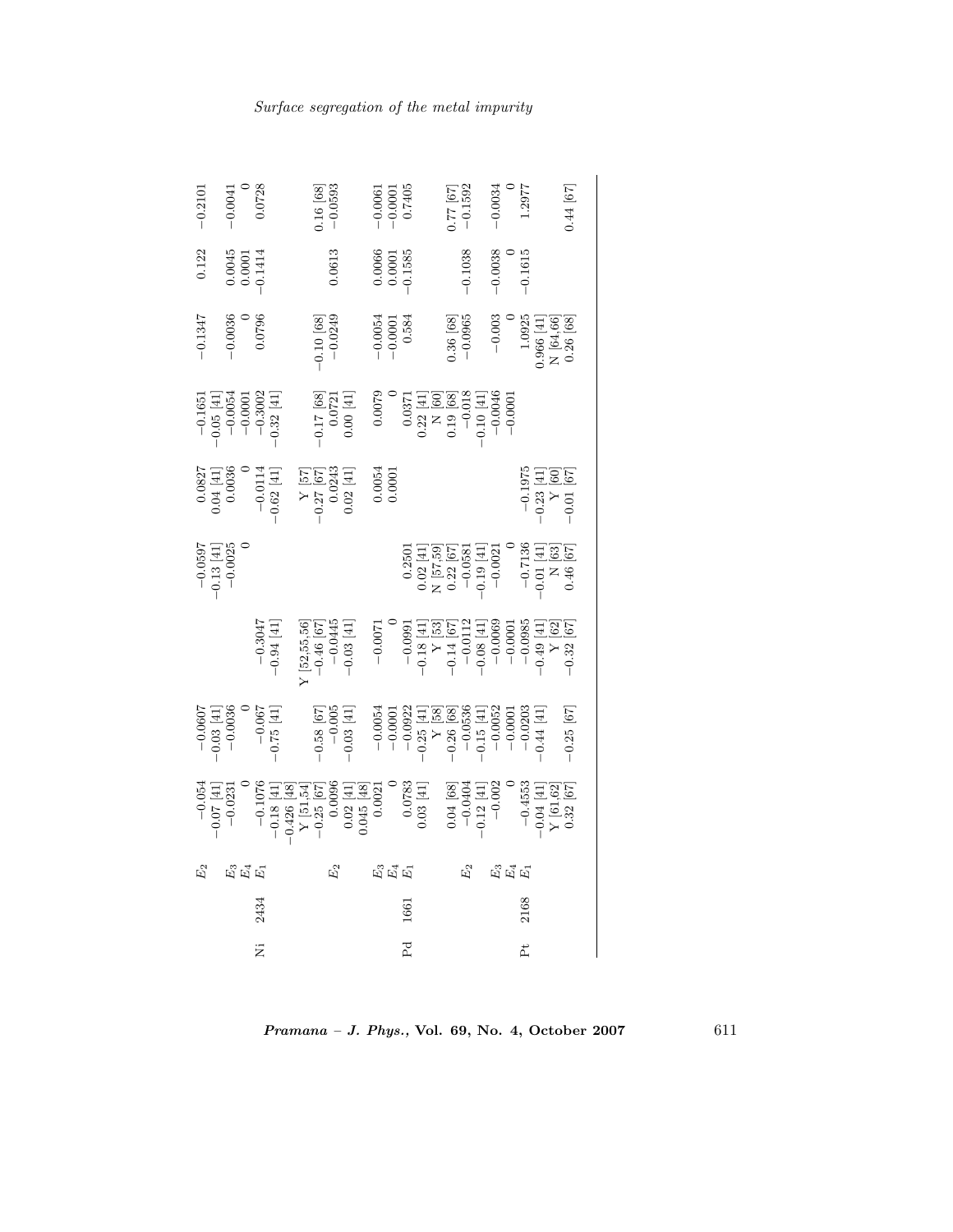| | | | | | | | | | | | |
|---|---|---|---|---|---|---|---|---|---|---|---|
| | | $E_2$ | −0.054 | −0.0607 | | −0.0597 | 0.0827 | −0.1651 | −0.1347 | 0.122 | −0.2101 |
| | | | −0.07 [41] | −0.03 [41] | | −0.13 [41] | 0.04 [41] | −0.05 [41] | | | |
| | | $E_3$ | −0.0231 | −0.0036 | | −0.0025 | 0.0036 | −0.0054 | −0.0036 | 0.0045 | −0.0041 |
| | | $E_4$ | 0 | 0 | | 0 | 0 | −0.0001 | 0 | 0.0001 | 0 |
| Ni | 2434 | $E_1$ | −0.1076 | −0.067 | −0.3047 | | −0.0114 | −0.3002 | 0.0796 | −0.1414 | 0.0728 |
| | | | −0.18 [41] | −0.75 [41] | −0.94 [41] | | −0.62 [41] | −0.32 [41] | | | |
| | | | −0.426 [48] | | | | | | | | |
| | | | Y [51,54] | | Y [52,55,56] | | Y [57] | | | | |
| | | | −0.25 [67] | −0.58 [67] | −0.46 [67] | | −0.27 [67] | −0.17 [68] | −0.10 [68] | | 0.16 [68] |
| | | $E_2$ | 0.0096 | −0.005 | −0.0445 | | 0.0243 | 0.0721 | −0.0249 | 0.0613 | −0.0593 |
| | | | 0.02 [41] | −0.03 [41] | −0.03 [41] | | 0.02 [41] | 0.00 [41] | | | |
| | | | 0.045 [48] | | | | | | | | |
| | | $E_3$ | 0.0021 | −0.0054 | −0.0071 | | 0.0054 | 0.0079 | −0.0054 | 0.0066 | −0.0061 |
| | | $E_4$ | 0 | −0.0001 | 0 | | 0.0001 | 0 | −0.0001 | 0.0001 | −0.0001 |
| Pd | 1661 | $E_1$ | 0.0783 | −0.0922 | −0.0991 | 0.2501 | | 0.0371 | 0.584 | −0.1585 | 0.7405 |
| | | | 0.03 [41] | −0.25 [41] | −0.18 [41] | 0.02 [41] | | 0.22 [41] | | | |
| | | | | Y [58] | Y [53] | N [57,59] | | N [60] | | | |
| | | | 0.04 [68] | −0.26 [68] | −0.14 [67] | 0.22 [67] | | 0.19 [68] | 0.36 [68] | | 0.77 [67] |
| | | $E_2$ | −0.0404 | −0.0536 | −0.0112 | −0.0581 | | −0.018 | −0.0965 | −0.1038 | −0.1592 |
| | | | −0.12 [41] | −0.15 [41] | −0.08 [41] | −0.19 [41] | | −0.10 [41] | | | |
| | | $E_3$ | −0.002 | −0.0052 | −0.0069 | −0.0021 | | −0.0046 | −0.003 | −0.0038 | −0.0034 |
| | | $E_4$ | 0 | −0.0001 | −0.0001 | 0 | | −0.0001 | 0 | 0 | 0 |
| Pt | 2168 | $E_1$ | −0.4553 | −0.0203 | −0.0985 | −0.7136 | −0.1975 | | 1.0925 | −0.1615 | 1.2977 |
| | | | −0.04 [41] | −0.44 [41] | −0.49 [41] | −0.01 [41] | −0.23 [41] | | 0.966 [41] | | |
| | | | Y [61,62] | | Y [62] | N [63] | Y [60] | | N [64,66] | | |
| | | | 0.32 [67] | −0.25 [67] | −0.32 [67] | 0.46 [67] | −0.01 [67] | | 0.26 [68] | | 0.44 [67] |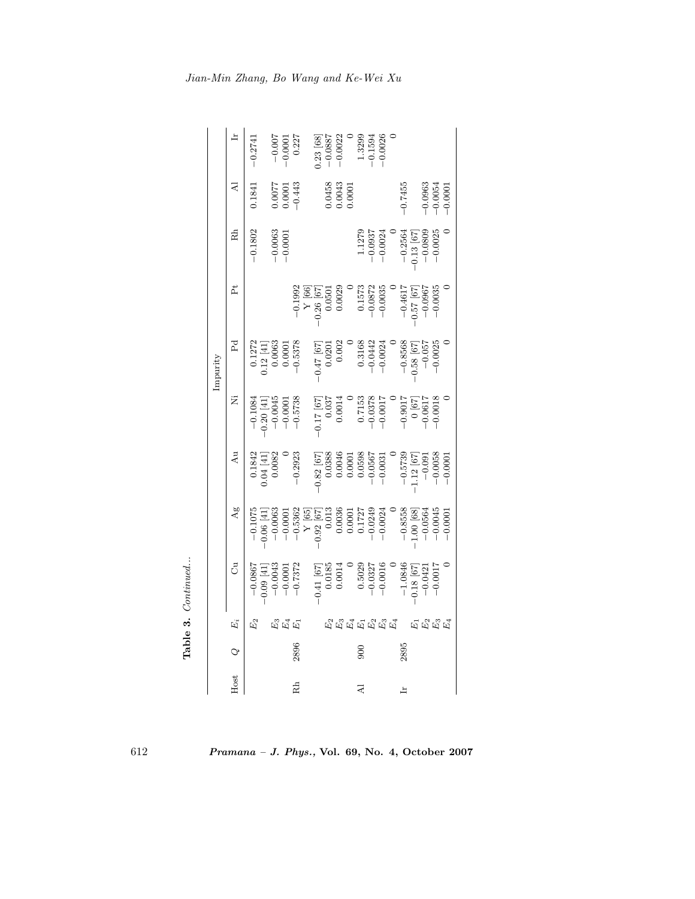**Table 3.** *Continued...*

| Host | $Q$ | $E_i$ | Impurity | | | | | | | | |
|---|---|---|---|---|---|---|---|---|---|---|---|
| | | | Cu | Ag | Au | Ni | Pd | Pt | Rh | Al | Ir |
| | | $E_2$ | −0.0867 | −0.1075 | 0.1842 | −0.1084 | 0.1272 | | −0.1802 | 0.1841 | −0.2741 |
| | | | −0.09 [41] | −0.06 [41] | 0.04 [41] | −0.20 [41] | 0.12 [41] | | | | |
| | | $E_3$ | −0.0043 | −0.0063 | 0.0082 | −0.0045 | 0.0063 | | −0.0063 | 0.0077 | −0.007 |
| | | $E_4$ | −0.0001 | −0.0001 | 0 | −0.0001 | 0.0001 | | −0.0001 | 0.0001 | −0.0001 |
| Rh | 2896 | $E_1$ | −0.7372 | −0.5362 | −0.2923 | −0.5738 | −0.5378 | −0.1992 | | −0.443 | 0.227 |
| | | | | Y [65] | | | | Y [66] | | | |
| | | | −0.41 [67] | −0.92 [67] | −0.82 [67] | −0.17 [67] | −0.47 [67] | −0.26 [67] | | | 0.23 [68] |
| | | $E_2$ | 0.0185 | 0.013 | 0.0388 | 0.037 | 0.0201 | 0.0501 | | 0.0458 | −0.0887 |
| | | $E_3$ | 0.0014 | 0.0036 | 0.0046 | 0.0014 | 0.002 | 0.0029 | | 0.0043 | −0.0022 |
| | | $E_4$ | 0 | 0.0001 | 0.0001 | 0 | 0 | 0 | | 0.0001 | 0 |
| Al | 900 | $E_1$ | 0.5029 | 0.1727 | 0.0598 | 0.7153 | 0.3168 | 0.1573 | 1.1279 | | 1.3299 |
| | | $E_2$ | −0.0327 | −0.0249 | −0.0567 | −0.0378 | −0.0442 | −0.0872 | −0.0937 | | −0.1594 |
| | | $E_3$ | −0.0016 | −0.0024 | −0.0031 | −0.0017 | −0.0024 | −0.0035 | −0.0024 | | −0.0026 |
| | | $E_4$ | 0 | 0 | 0 | 0 | 0 | 0 | 0 | | 0 |
| Ir | 2895 | $E_1$ | −1.0846 | −0.8558 | −0.5739 | −0.9017 | −0.8568 | −0.4617 | −0.2564 | −0.7455 | |
| | | | −0.18 [67] | −1.00 [68] | −1.12 [67] | 0 [67] | −0.58 [67] | −0.57 [67] | −0.13 [67] | | |
| | | $E_2$ | −0.0421 | −0.0564 | −0.091 | −0.0617 | −0.057 | −0.0967 | −0.0809 | −0.0963 | |
| | | $E_3$ | −0.0017 | −0.0045 | −0.0058 | −0.0018 | −0.0025 | −0.0035 | −0.0025 | −0.0054 | |
| | | $E_4$ | 0 | −0.0001 | −0.0001 | 0 | 0 | 0 | 0 | −0.0001 | |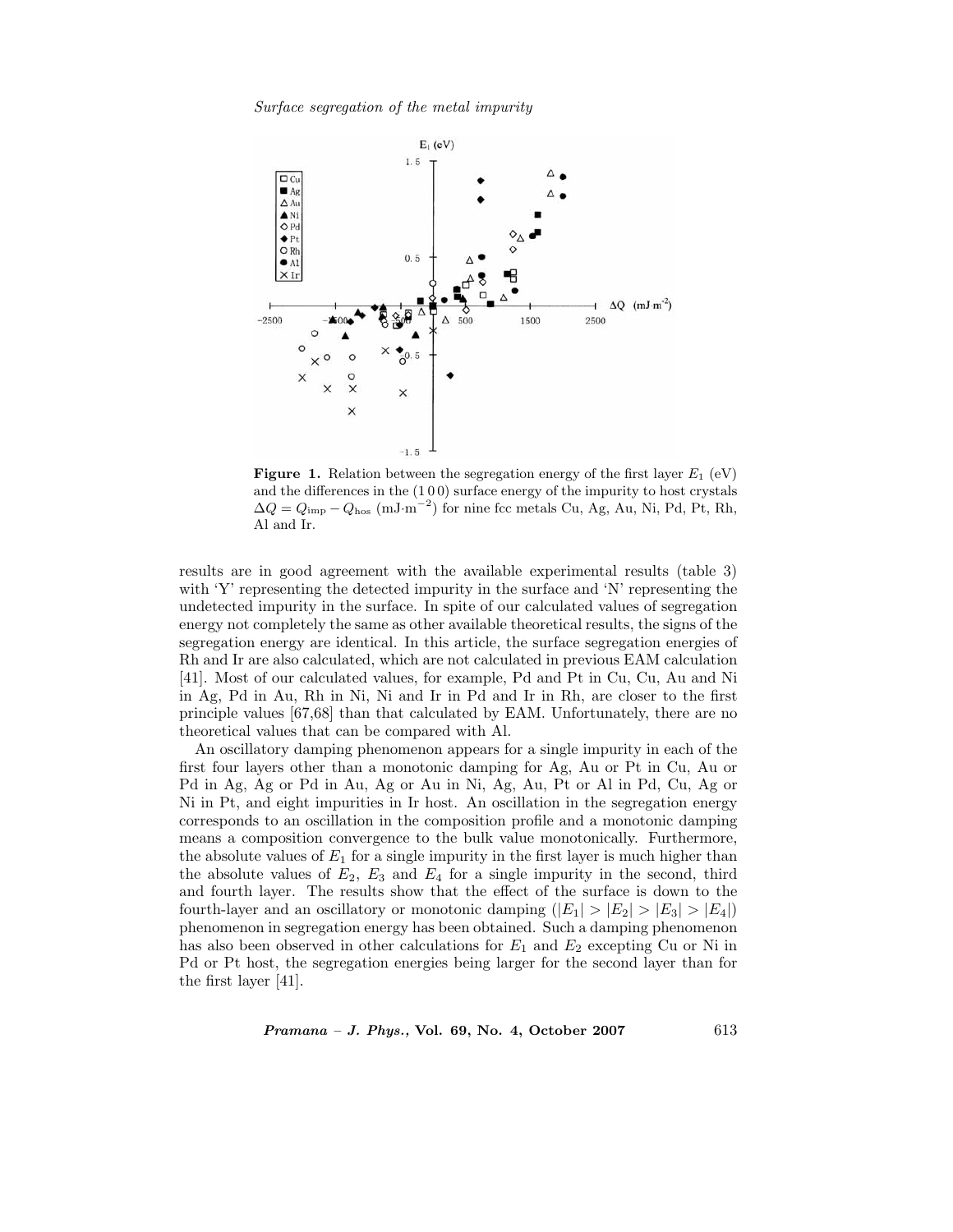**Figure 1.** Relation between the segregation energy of the first layer $E_1$ (eV) and the differences in the (1 0 0) surface energy of the impurity to host crystals $\Delta Q = Q_{\mathrm{imp}} - Q_{\mathrm{hos}}$ (mJ·m$^{-2}$) for nine fcc metals Cu, Ag, Au, Ni, Pd, Pt, Rh, Al and Ir.

results are in good agreement with the available experimental results (table 3) with 'Y' representing the detected impurity in the surface and 'N' representing the undetected impurity in the surface. In spite of our calculated values of segregation energy not completely the same as other available theoretical results, the signs of the segregation energy are identical. In this article, the surface segregation energies of Rh and Ir are also calculated, which are not calculated in previous EAM calculation [41]. Most of our calculated values, for example, Pd and Pt in Cu, Cu, Au and Ni in Ag, Pd in Au, Rh in Ni, Ni and Ir in Pd and Ir in Rh, are closer to the first principle values [67,68] than that calculated by EAM. Unfortunately, there are no theoretical values that can be compared with Al.

An oscillatory damping phenomenon appears for a single impurity in each of the first four layers other than a monotonic damping for Ag, Au or Pt in Cu, Au or Pd in Ag, Ag or Pd in Au, Ag or Au in Ni, Ag, Au, Pt or Al in Pd, Cu, Ag or Ni in Pt, and eight impurities in Ir host. An oscillation in the segregation energy corresponds to an oscillation in the composition profile and a monotonic damping means a composition convergence to the bulk value monotonically. Furthermore, the absolute values of $E_1$ for a single impurity in the first layer is much higher than the absolute values of $E_2$, $E_3$ and $E_4$ for a single impurity in the second, third and fourth layer. The results show that the effect of the surface is down to the fourth-layer and an oscillatory or monotonic damping ($|E_1| > |E_2| > |E_3| > |E_4|$) phenomenon in segregation energy has been obtained. Such a damping phenomenon has also been observed in other calculations for $E_1$ and $E_2$ excepting Cu or Ni in Pd or Pt host, the segregation energies being larger for the second layer than for the first layer [41].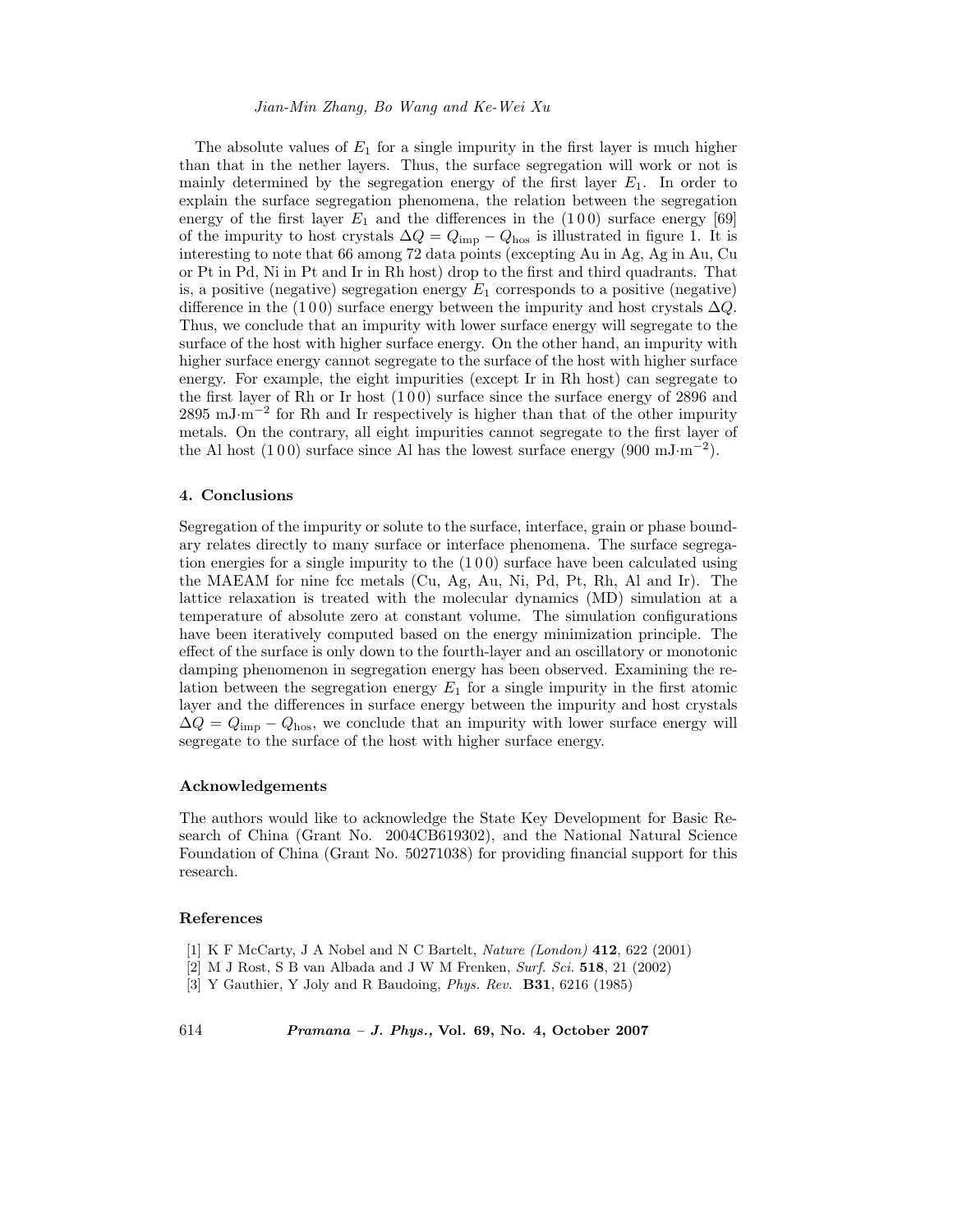The absolute values of $E_1$ for a single impurity in the first layer is much higher than that in the nether layers. Thus, the surface segregation will work or not is mainly determined by the segregation energy of the first layer $E_1$. In order to explain the surface segregation phenomena, the relation between the segregation energy of the first layer $E_1$ and the differences in the (1 0 0) surface energy [69] of the impurity to host crystals $\Delta Q = Q_{\text{imp}} - Q_{\text{hos}}$ is illustrated in figure 1. It is interesting to note that 66 among 72 data points (excepting Au in Ag, Ag in Au, Cu or Pt in Pd, Ni in Pt and Ir in Rh host) drop to the first and third quadrants. That is, a positive (negative) segregation energy $E_1$ corresponds to a positive (negative) difference in the (1 0 0) surface energy between the impurity and host crystals $\Delta Q$. Thus, we conclude that an impurity with lower surface energy will segregate to the surface of the host with higher surface energy. On the other hand, an impurity with higher surface energy cannot segregate to the surface of the host with higher surface energy. For example, the eight impurities (except Ir in Rh host) can segregate to the first layer of Rh or Ir host (1 0 0) surface since the surface energy of 2896 and 2895 mJ$\cdot$m$^{-2}$ for Rh and Ir respectively is higher than that of the other impurity metals. On the contrary, all eight impurities cannot segregate to the first layer of the Al host (1 0 0) surface since Al has the lowest surface energy (900 mJ$\cdot$m$^{-2}$).

## 4. Conclusions

Segregation of the impurity or solute to the surface, interface, grain or phase boundary relates directly to many surface or interface phenomena. The surface segregation energies for a single impurity to the (1 0 0) surface have been calculated using the MAEAM for nine fcc metals (Cu, Ag, Au, Ni, Pd, Pt, Rh, Al and Ir). The lattice relaxation is treated with the molecular dynamics (MD) simulation at a temperature of absolute zero at constant volume. The simulation configurations have been iteratively computed based on the energy minimization principle. The effect of the surface is only down to the fourth-layer and an oscillatory or monotonic damping phenomenon in segregation energy has been observed. Examining the relation between the segregation energy $E_1$ for a single impurity in the first atomic layer and the differences in surface energy between the impurity and host crystals $\Delta Q = Q_{\text{imp}} - Q_{\text{hos}}$, we conclude that an impurity with lower surface energy will segregate to the surface of the host with higher surface energy.

## Acknowledgements

The authors would like to acknowledge the State Key Development for Basic Research of China (Grant No. 2004CB619302), and the National Natural Science Foundation of China (Grant No. 50271038) for providing financial support for this research.

## References

[1] K F McCarty, J A Nobel and N C Bartelt, *Nature (London)* **412**, 622 (2001)
[2] M J Rost, S B van Albada and J W M Frenken, *Surf. Sci.* **518**, 21 (2002)
[3] Y Gauthier, Y Joly and R Baudoing, *Phys. Rev.* **B31**, 6216 (1985)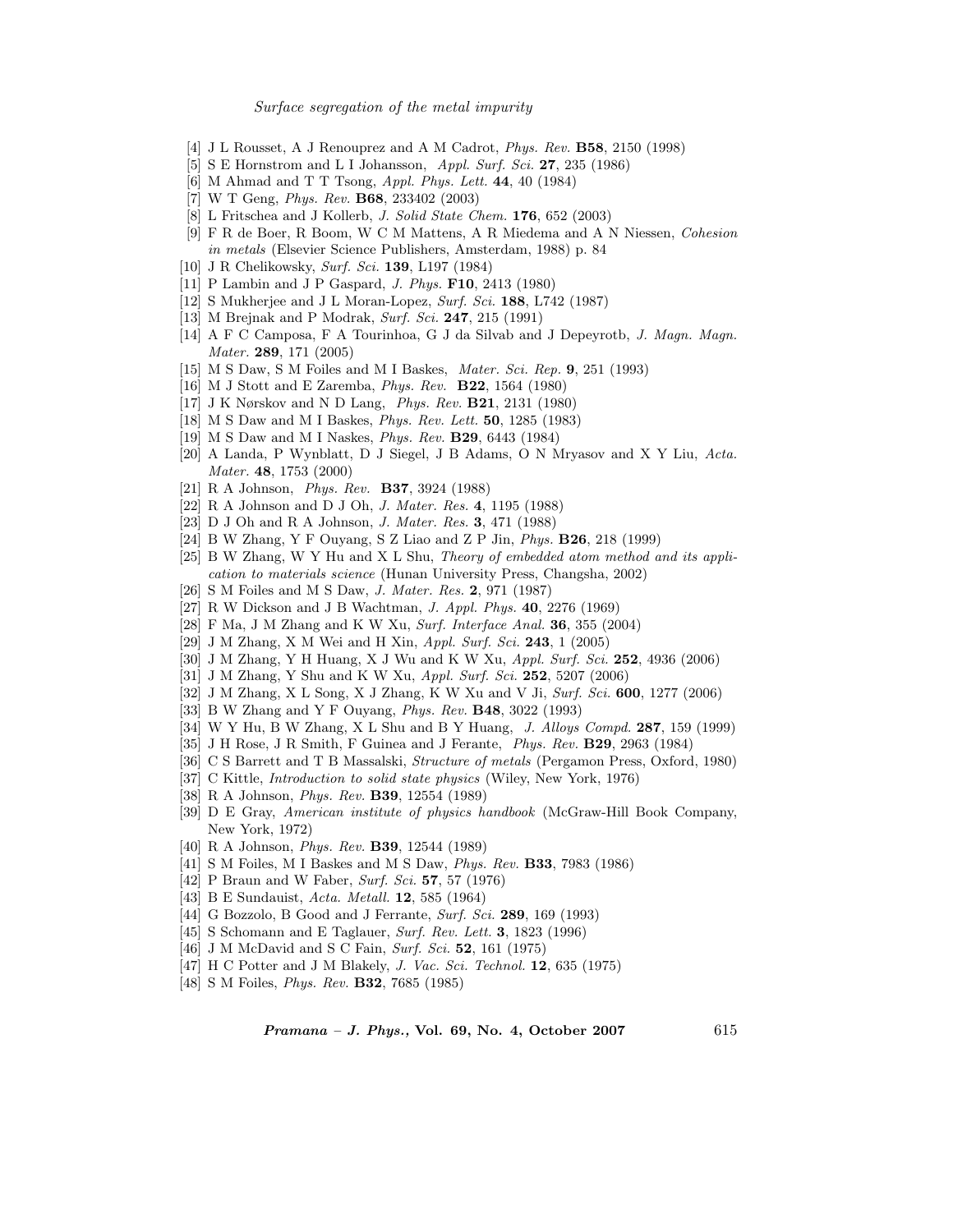[4] J L Rousset, A J Renouprez and A M Cadrot, *Phys. Rev.* **B58**, 2150 (1998)

[5] S E Hornstrom and L I Johansson, *Appl. Surf. Sci.* **27**, 235 (1986)

[6] M Ahmad and T T Tsong, *Appl. Phys. Lett.* **44**, 40 (1984)

[7] W T Geng, *Phys. Rev.* **B68**, 233402 (2003)

[8] L Fritschea and J Kollerb, *J. Solid State Chem.* **176**, 652 (2003)

[9] F R de Boer, R Boom, W C M Mattens, A R Miedema and A N Niessen, *Cohesion in metals* (Elsevier Science Publishers, Amsterdam, 1988) p. 84

[10] J R Chelikowsky, *Surf. Sci.* **139**, L197 (1984)

[11] P Lambin and J P Gaspard, *J. Phys.* **F10**, 2413 (1980)

[12] S Mukherjee and J L Moran-Lopez, *Surf. Sci.* **188**, L742 (1987)

[13] M Brejnak and P Modrak, *Surf. Sci.* **247**, 215 (1991)

[14] A F C Camposa, F A Tourinhoa, G J da Silvab and J Depeyrotb, *J. Magn. Magn. Mater.* **289**, 171 (2005)

[15] M S Daw, S M Foiles and M I Baskes, *Mater. Sci. Rep.* **9**, 251 (1993)

[16] M J Stott and E Zaremba, *Phys. Rev.* **B22**, 1564 (1980)

[17] J K Nørskov and N D Lang, *Phys. Rev.* **B21**, 2131 (1980)

[18] M S Daw and M I Baskes, *Phys. Rev. Lett.* **50**, 1285 (1983)

[19] M S Daw and M I Naskes, *Phys. Rev.* **B29**, 6443 (1984)

[20] A Landa, P Wynblatt, D J Siegel, J B Adams, O N Mryasov and X Y Liu, *Acta. Mater.* **48**, 1753 (2000)

[21] R A Johnson, *Phys. Rev.* **B37**, 3924 (1988)

[22] R A Johnson and D J Oh, *J. Mater. Res.* **4**, 1195 (1988)

[23] D J Oh and R A Johnson, *J. Mater. Res.* **3**, 471 (1988)

[24] B W Zhang, Y F Ouyang, S Z Liao and Z P Jin, *Phys.* **B26**, 218 (1999)

[25] B W Zhang, W Y Hu and X L Shu, *Theory of embedded atom method and its application to materials science* (Hunan University Press, Changsha, 2002)

[26] S M Foiles and M S Daw, *J. Mater. Res.* **2**, 971 (1987)

[27] R W Dickson and J B Wachtman, *J. Appl. Phys.* **40**, 2276 (1969)

[28] F Ma, J M Zhang and K W Xu, *Surf. Interface Anal.* **36**, 355 (2004)

[29] J M Zhang, X M Wei and H Xin, *Appl. Surf. Sci.* **243**, 1 (2005)

[30] J M Zhang, Y H Huang, X J Wu and K W Xu, *Appl. Surf. Sci.* **252**, 4936 (2006)

[31] J M Zhang, Y Shu and K W Xu, *Appl. Surf. Sci.* **252**, 5207 (2006)

[32] J M Zhang, X L Song, X J Zhang, K W Xu and V Ji, *Surf. Sci.* **600**, 1277 (2006)

[33] B W Zhang and Y F Ouyang, *Phys. Rev.* **B48**, 3022 (1993)

[34] W Y Hu, B W Zhang, X L Shu and B Y Huang, *J. Alloys Compd.* **287**, 159 (1999)

[35] J H Rose, J R Smith, F Guinea and J Ferante, *Phys. Rev.* **B29**, 2963 (1984)

[36] C S Barrett and T B Massalski, *Structure of metals* (Pergamon Press, Oxford, 1980)

[37] C Kittle, *Introduction to solid state physics* (Wiley, New York, 1976)

[38] R A Johnson, *Phys. Rev.* **B39**, 12554 (1989)

[39] D E Gray, *American institute of physics handbook* (McGraw-Hill Book Company, New York, 1972)

[40] R A Johnson, *Phys. Rev.* **B39**, 12544 (1989)

[41] S M Foiles, M I Baskes and M S Daw, *Phys. Rev.* **B33**, 7983 (1986)

[42] P Braun and W Faber, *Surf. Sci.* **57**, 57 (1976)

[43] B E Sundauist, *Acta. Metall.* **12**, 585 (1964)

[44] G Bozzolo, B Good and J Ferrante, *Surf. Sci.* **289**, 169 (1993)

[45] S Schomann and E Taglauer, *Surf. Rev. Lett.* **3**, 1823 (1996)

[46] J M McDavid and S C Fain, *Surf. Sci.* **52**, 161 (1975)

[47] H C Potter and J M Blakely, *J. Vac. Sci. Technol.* **12**, 635 (1975)

[48] S M Foiles, *Phys. Rev.* **B32**, 7685 (1985)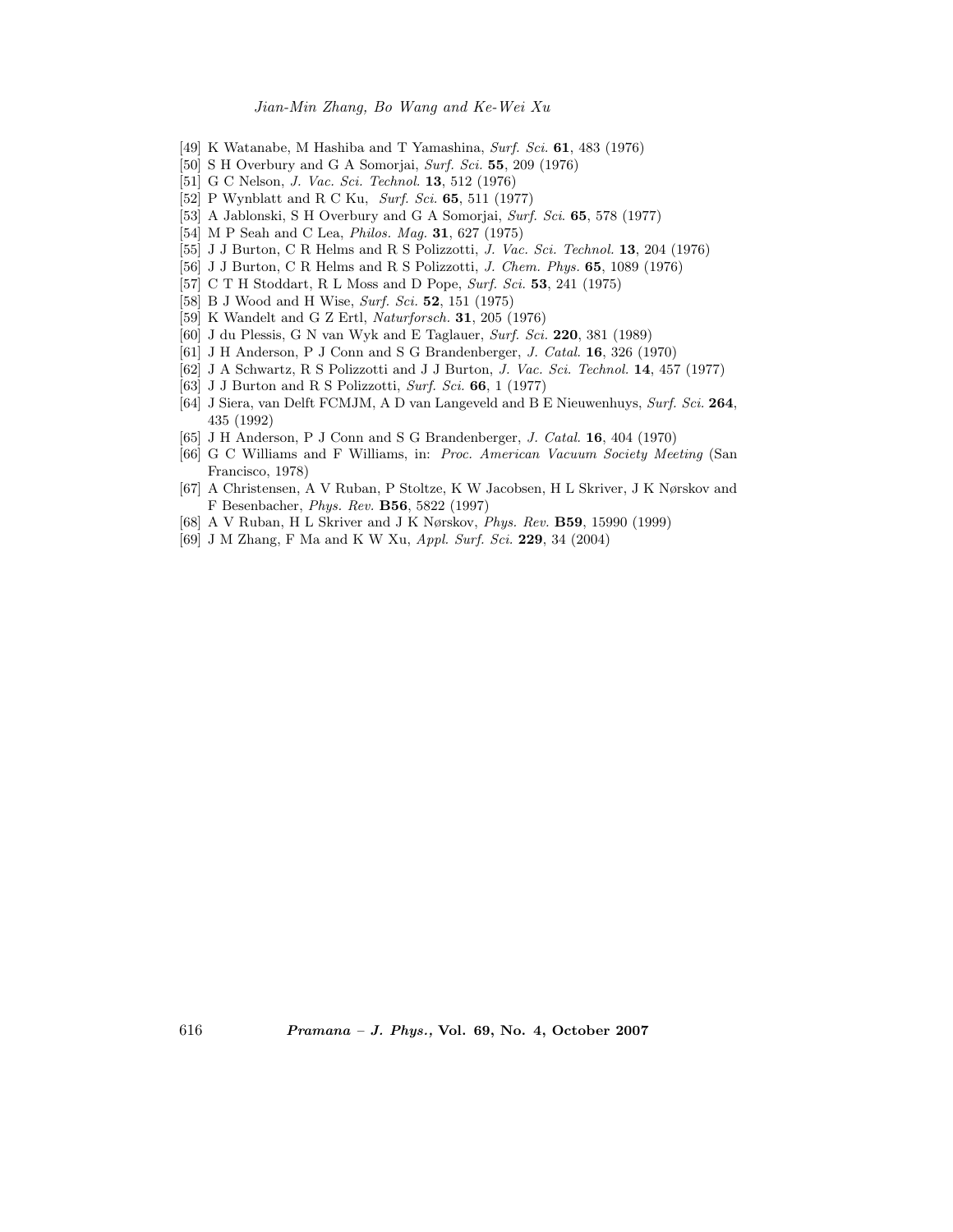[49] K Watanabe, M Hashiba and T Yamashina, *Surf. Sci.* **61**, 483 (1976)

[50] S H Overbury and G A Somorjai, *Surf. Sci.* **55**, 209 (1976)

[51] G C Nelson, *J. Vac. Sci. Technol.* **13**, 512 (1976)

[52] P Wynblatt and R C Ku, *Surf. Sci.* **65**, 511 (1977)

[53] A Jablonski, S H Overbury and G A Somorjai, *Surf. Sci.* **65**, 578 (1977)

[54] M P Seah and C Lea, *Philos. Mag.* **31**, 627 (1975)

[55] J J Burton, C R Helms and R S Polizzotti, *J. Vac. Sci. Technol.* **13**, 204 (1976)

[56] J J Burton, C R Helms and R S Polizzotti, *J. Chem. Phys.* **65**, 1089 (1976)

[57] C T H Stoddart, R L Moss and D Pope, *Surf. Sci.* **53**, 241 (1975)

[58] B J Wood and H Wise, *Surf. Sci.* **52**, 151 (1975)

[59] K Wandelt and G Z Ertl, *Naturforsch.* **31**, 205 (1976)

[60] J du Plessis, G N van Wyk and E Taglauer, *Surf. Sci.* **220**, 381 (1989)

[61] J H Anderson, P J Conn and S G Brandenberger, *J. Catal.* **16**, 326 (1970)

[62] J A Schwartz, R S Polizzotti and J J Burton, *J. Vac. Sci. Technol.* **14**, 457 (1977)

[63] J J Burton and R S Polizzotti, *Surf. Sci.* **66**, 1 (1977)

[64] J Siera, van Delft FCMJM, A D van Langeveld and B E Nieuwenhuys, *Surf. Sci.* **264**, 435 (1992)

[65] J H Anderson, P J Conn and S G Brandenberger, *J. Catal.* **16**, 404 (1970)

[66] G C Williams and F Williams, in: *Proc. American Vacuum Society Meeting* (San Francisco, 1978)

[67] A Christensen, A V Ruban, P Stoltze, K W Jacobsen, H L Skriver, J K Nørskov and F Besenbacher, *Phys. Rev.* **B56**, 5822 (1997)

[68] A V Ruban, H L Skriver and J K Nørskov, *Phys. Rev.* **B59**, 15990 (1999)

[69] J M Zhang, F Ma and K W Xu, *Appl. Surf. Sci.* **229**, 34 (2004)